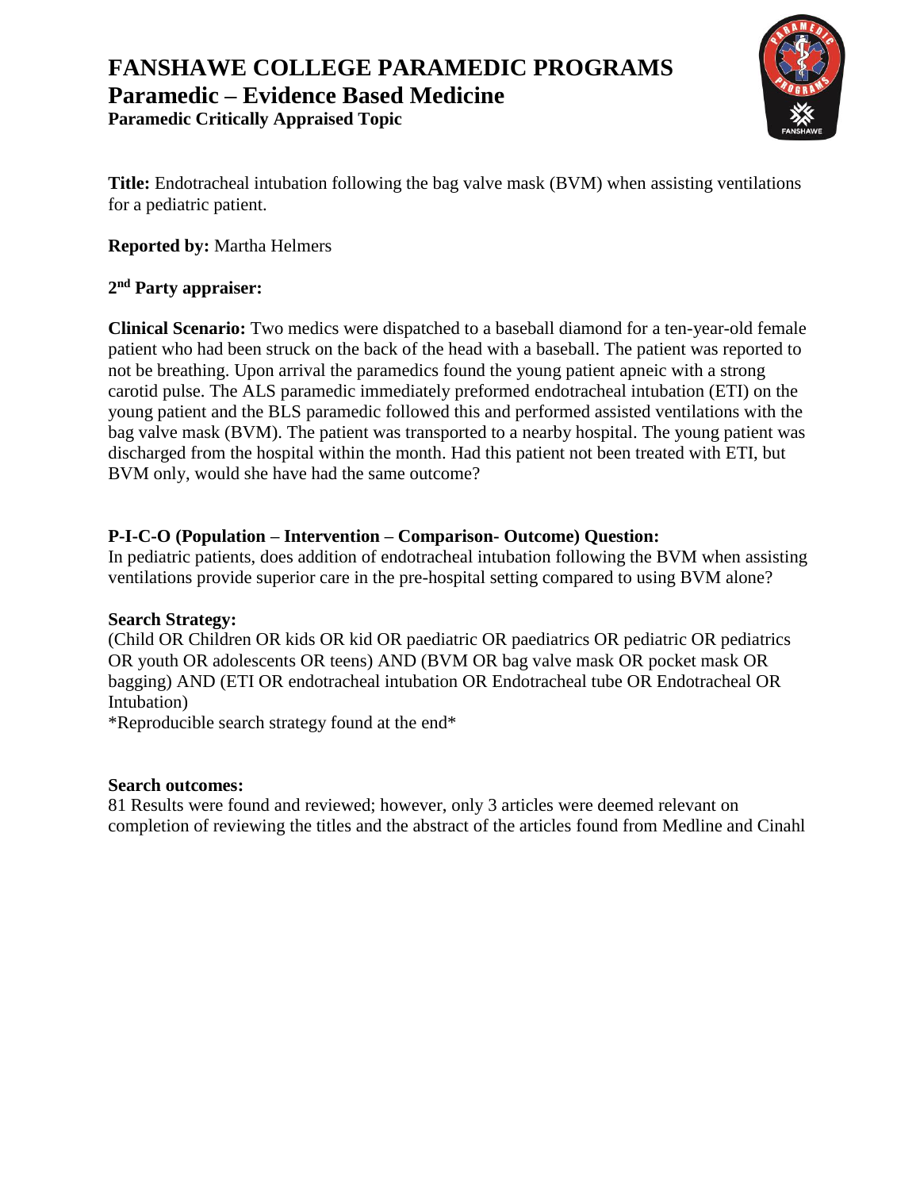# FANSHAWE COLLEGE PARAMEDIC PROGRAMS

## Paramedic – Evidence Based Medicine

### Paramedic Critically Appraised Topic

**Title:** Endotracheal intubation following the bag valve mask (BVM) when assisting ventilations for a pediatric patient.

**Reported by:** Martha Helmers

**2nd Party appraiser:**

**Clinical Scenario:** Two medics were dispatched to a baseball diamond for a ten-year-old female patient who had been struck on the back of the head with a baseball. The patient was reported to not be breathing. Upon arrival the paramedics found the young patient apneic with a strong carotid pulse. The ALS paramedic immediately preformed endotracheal intubation (ETI) on the young patient and the BLS paramedic followed this and performed assisted ventilations with the bag valve mask (BVM). The patient was transported to a nearby hospital. The young patient was discharged from the hospital within the month. Had this patient not been treated with ETI, but BVM only, would she have had the same outcome?

**P-I-C-O (Population – Intervention – Comparison- Outcome) Question:**
In pediatric patients, does addition of endotracheal intubation following the BVM when assisting ventilations provide superior care in the pre-hospital setting compared to using BVM alone?

**Search Strategy:**
(Child OR Children OR kids OR kid OR paediatric OR paediatrics OR pediatric OR pediatrics OR youth OR adolescents OR teens) AND (BVM OR bag valve mask OR pocket mask OR bagging) AND (ETI OR endotracheal intubation OR Endotracheal tube OR Endotracheal OR Intubation)
*Reproducible search strategy found at the end*

**Search outcomes:**
81 Results were found and reviewed; however, only 3 articles were deemed relevant on completion of reviewing the titles and the abstract of the articles found from Medline and Cinahl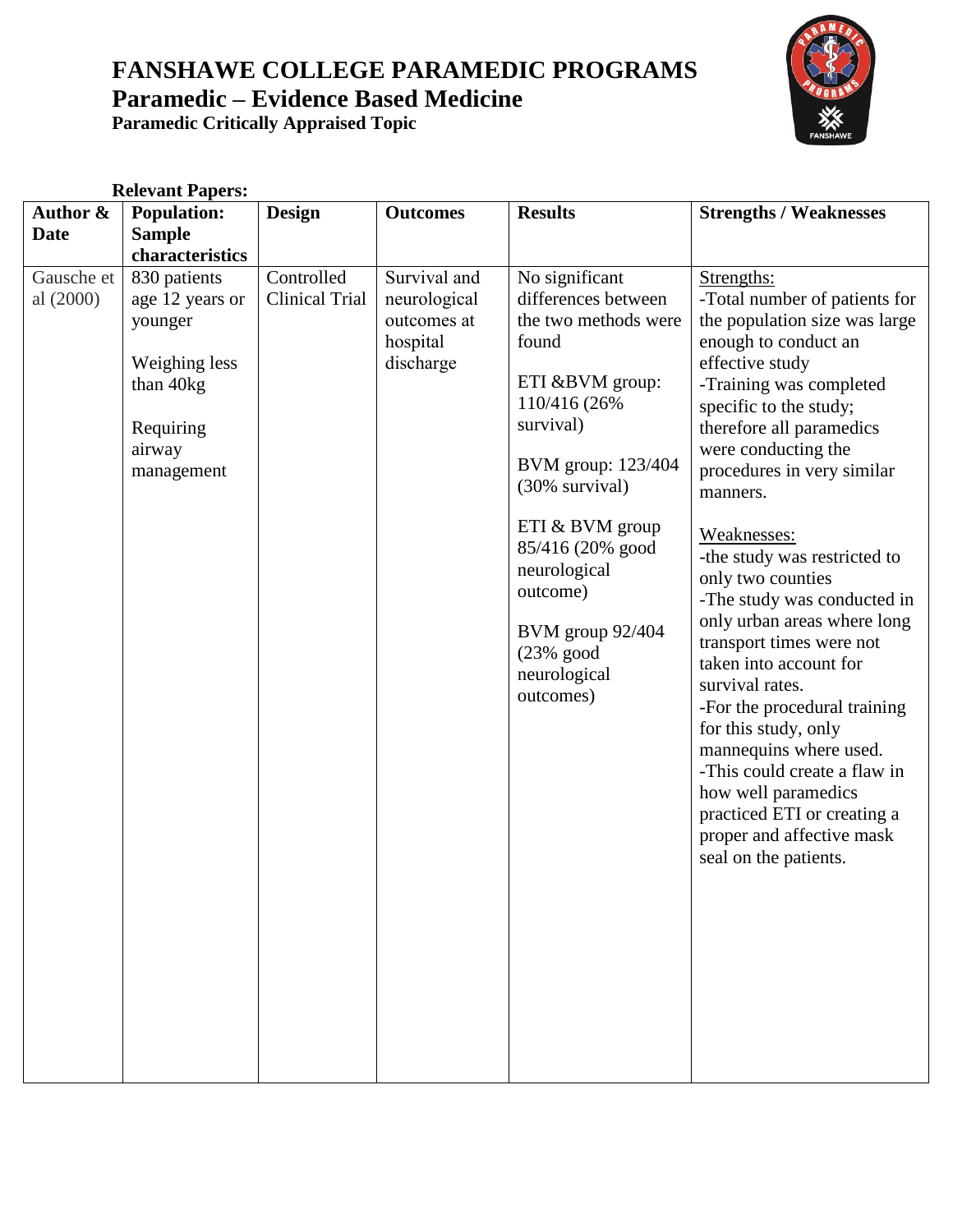# FANSHAWE COLLEGE PARAMEDIC PROGRAMS
## Paramedic – Evidence Based Medicine
### Paramedic Critically Appraised Topic

**Relevant Papers:**

| Author & Date | Population: Sample characteristics | Design | Outcomes | Results | Strengths / Weaknesses |
|---|---|---|---|---|---|
| Gausche et al (2000) | 830 patients age 12 years or younger<br><br>Weighing less than 40kg<br><br>Requiring airway management | Controlled Clinical Trial | Survival and neurological outcomes at hospital discharge | No significant differences between the two methods were found<br><br>ETI &BVM group: 110/416 (26% survival)<br><br>BVM group: 123/404 (30% survival)<br><br>ETI & BVM group 85/416 (20% good neurological outcome)<br><br>BVM group 92/404 (23% good neurological outcomes) | Strengths:<br>-Total number of patients for the population size was large enough to conduct an effective study<br>-Training was completed specific to the study; therefore all paramedics were conducting the procedures in very similar manners.<br><br>Weaknesses:<br>-the study was restricted to only two counties<br>-The study was conducted in only urban areas where long transport times were not taken into account for survival rates.<br>-For the procedural training for this study, only mannequins where used.<br>-This could create a flaw in how well paramedics practiced ETI or creating a proper and affective mask seal on the patients. |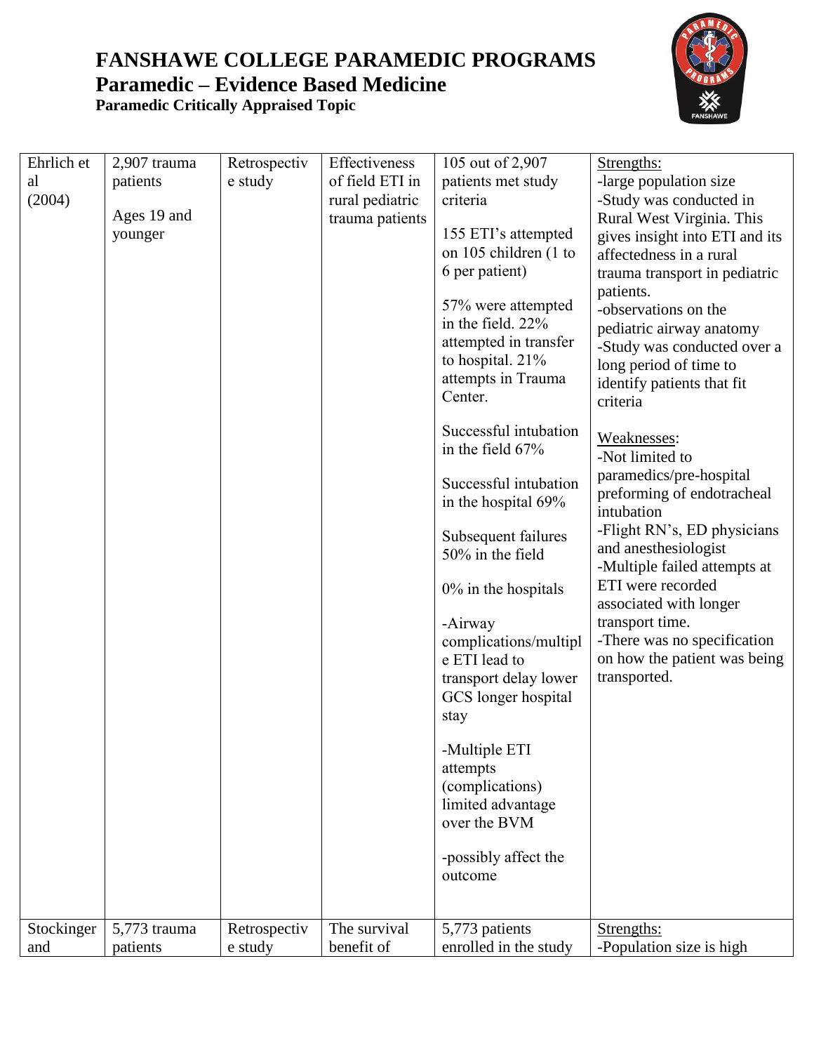# FANSHAWE COLLEGE PARAMEDIC PROGRAMS

## Paramedic – Evidence Based Medicine

### Paramedic Critically Appraised Topic

| | | | | | |
|---|---|---|---|---|---|
| Ehrlich et al (2004) | 2,907 trauma patients<br><br>Ages 19 and younger | Retrospective study | Effectiveness of field ETI in rural pediatric trauma patients | 105 out of 2,907 patients met study criteria<br><br>155 ETI's attempted on 105 children (1 to 6 per patient)<br><br>57% were attempted in the field. 22% attempted in transfer to hospital. 21% attempts in Trauma Center.<br><br>Successful intubation in the field 67%<br><br>Successful intubation in the hospital 69%<br><br>Subsequent failures 50% in the field<br><br>0% in the hospitals<br><br>-Airway complications/multiple ETI lead to transport delay lower GCS longer hospital stay<br><br>-Multiple ETI attempts (complications) limited advantage over the BVM<br><br>-possibly affect the outcome | Strengths:<br>-large population size<br>-Study was conducted in Rural West Virginia. This gives insight into ETI and its affectedness in a rural trauma transport in pediatric patients.<br>-observations on the pediatric airway anatomy<br>-Study was conducted over a long period of time to identify patients that fit criteria<br><br>Weaknesses:<br>-Not limited to paramedics/pre-hospital preforming of endotracheal intubation<br>-Flight RN's, ED physicians and anesthesiologist<br>-Multiple failed attempts at ETI were recorded associated with longer transport time.<br>-There was no specification on how the patient was being transported. |
| Stockinger and | 5,773 trauma patients | Retrospective study | The survival benefit of | 5,773 patients enrolled in the study | Strengths:<br>-Population size is high |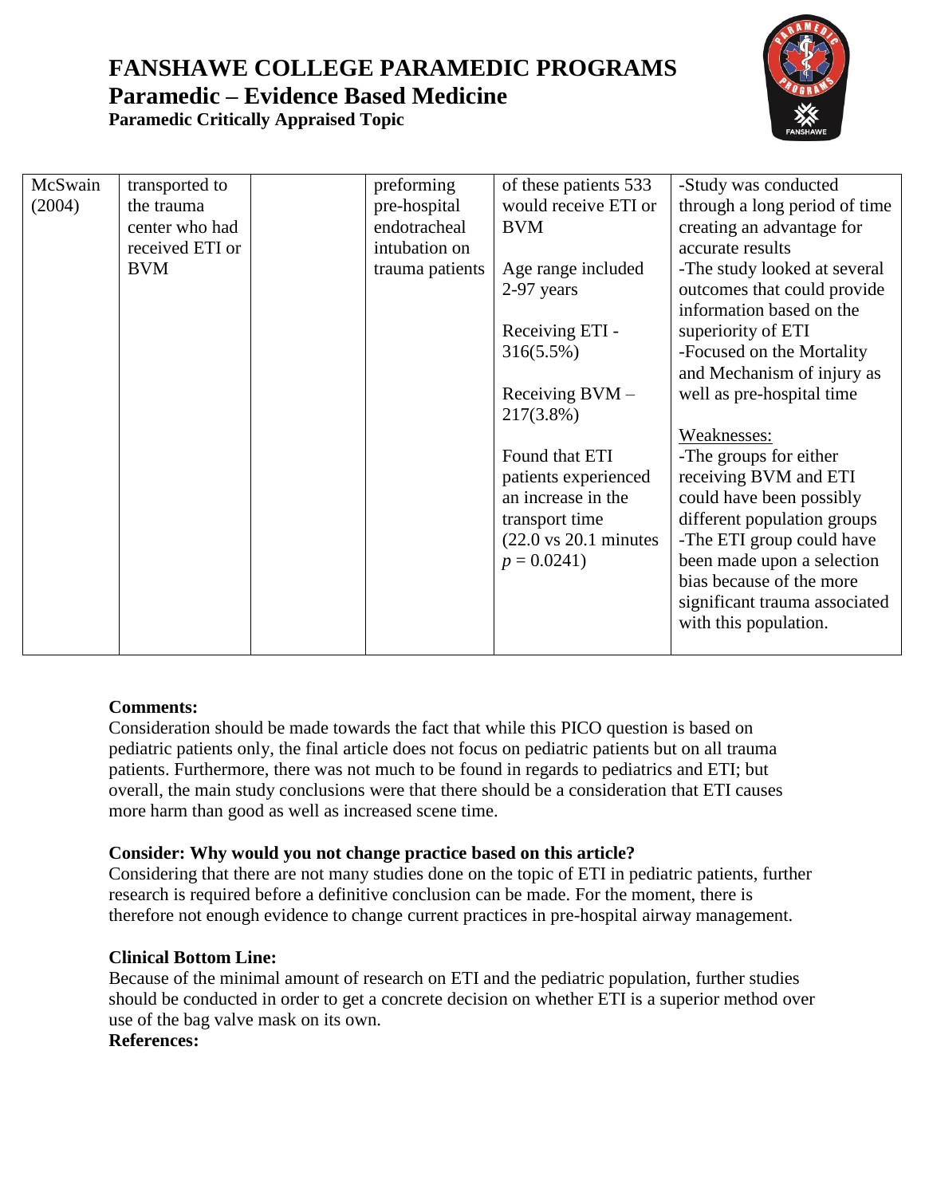| McSwain (2004) | transported to the trauma center who had received ETI or BVM | | preforming pre-hospital endotracheal intubation on trauma patients | of these patients 533 would receive ETI or BVM<br><br>Age range included 2-97 years<br><br>Receiving ETI - 316(5.5%)<br><br>Receiving BVM – 217(3.8%)<br><br>Found that ETI patients experienced an increase in the transport time (22.0 vs 20.1 minutes $p = 0.0241$) | -Study was conducted through a long period of time creating an advantage for accurate results<br>-The study looked at several outcomes that could provide information based on the superiority of ETI<br>-Focused on the Mortality and Mechanism of injury as well as pre-hospital time<br><br>Weaknesses:<br>-The groups for either receiving BVM and ETI could have been possibly different population groups<br>-The ETI group could have been made upon a selection bias because of the more significant trauma associated with this population. |
|---|---|---|---|---|---|

**Comments:**
Consideration should be made towards the fact that while this PICO question is based on pediatric patients only, the final article does not focus on pediatric patients but on all trauma patients. Furthermore, there was not much to be found in regards to pediatrics and ETI; but overall, the main study conclusions were that there should be a consideration that ETI causes more harm than good as well as increased scene time.

**Consider: Why would you not change practice based on this article?**
Considering that there are not many studies done on the topic of ETI in pediatric patients, further research is required before a definitive conclusion can be made. For the moment, there is therefore not enough evidence to change current practices in pre-hospital airway management.

**Clinical Bottom Line:**
Because of the minimal amount of research on ETI and the pediatric population, further studies should be conducted in order to get a concrete decision on whether ETI is a superior method over use of the bag valve mask on its own.

**References:**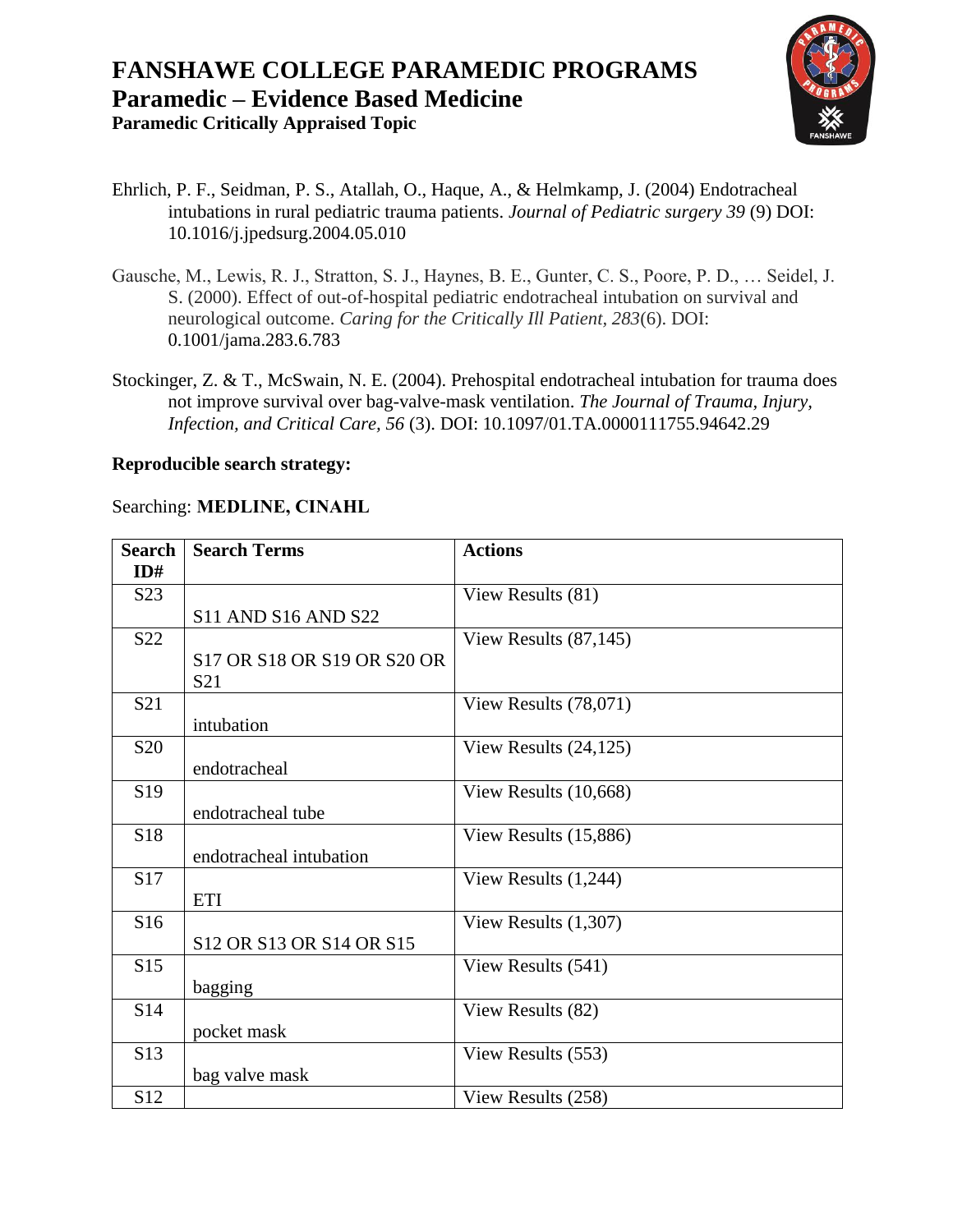# FANSHAWE COLLEGE PARAMEDIC PROGRAMS
## Paramedic – Evidence Based Medicine
### Paramedic Critically Appraised Topic

Ehrlich, P. F., Seidman, P. S., Atallah, O., Haque, A., & Helmkamp, J. (2004) Endotracheal intubations in rural pediatric trauma patients. *Journal of Pediatric surgery 39* (9) DOI: 10.1016/j.jpedsurg.2004.05.010

Gausche, M., Lewis, R. J., Stratton, S. J., Haynes, B. E., Gunter, C. S., Poore, P. D., … Seidel, J. S. (2000). Effect of out-of-hospital pediatric endotracheal intubation on survival and neurological outcome. *Caring for the Critically Ill Patient, 283*(6). DOI: 0.1001/jama.283.6.783

Stockinger, Z. & T., McSwain, N. E. (2004). Prehospital endotracheal intubation for trauma does not improve survival over bag-valve-mask ventilation. *The Journal of Trauma, Injury, Infection, and Critical Care, 56* (3). DOI: 10.1097/01.TA.0000111755.94642.29

**Reproducible search strategy:**

Searching: **MEDLINE, CINAHL**

| Search ID# | Search Terms | Actions |
|---|---|---|
| S23 | S11 AND S16 AND S22 | View Results (81) |
| S22 | S17 OR S18 OR S19 OR S20 OR S21 | View Results (87,145) |
| S21 | intubation | View Results (78,071) |
| S20 | endotracheal | View Results (24,125) |
| S19 | endotracheal tube | View Results (10,668) |
| S18 | endotracheal intubation | View Results (15,886) |
| S17 | ETI | View Results (1,244) |
| S16 | S12 OR S13 OR S14 OR S15 | View Results (1,307) |
| S15 | bagging | View Results (541) |
| S14 | pocket mask | View Results (82) |
| S13 | bag valve mask | View Results (553) |
| S12 | | View Results (258) |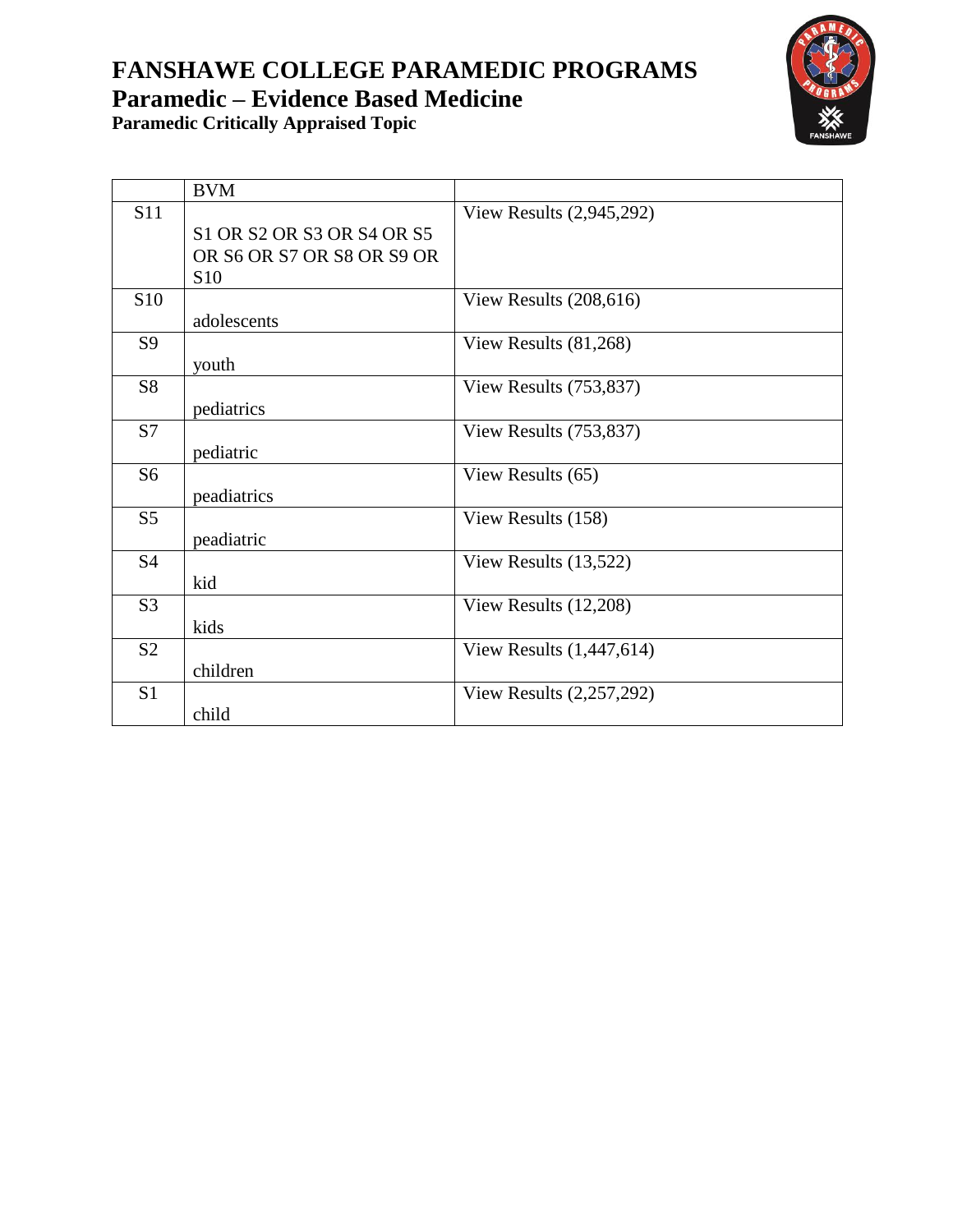# FANSHAWE COLLEGE PARAMEDIC PROGRAMS
## Paramedic – Evidence Based Medicine
### Paramedic Critically Appraised Topic

| | BVM | |
|---|---|---|
| S11 | S1 OR S2 OR S3 OR S4 OR S5 OR S6 OR S7 OR S8 OR S9 OR S10 | View Results (2,945,292) |
| S10 | adolescents | View Results (208,616) |
| S9 | youth | View Results (81,268) |
| S8 | pediatrics | View Results (753,837) |
| S7 | pediatric | View Results (753,837) |
| S6 | peadiatrics | View Results (65) |
| S5 | peadiatric | View Results (158) |
| S4 | kid | View Results (13,522) |
| S3 | kids | View Results (12,208) |
| S2 | children | View Results (1,447,614) |
| S1 | child | View Results (2,257,292) |